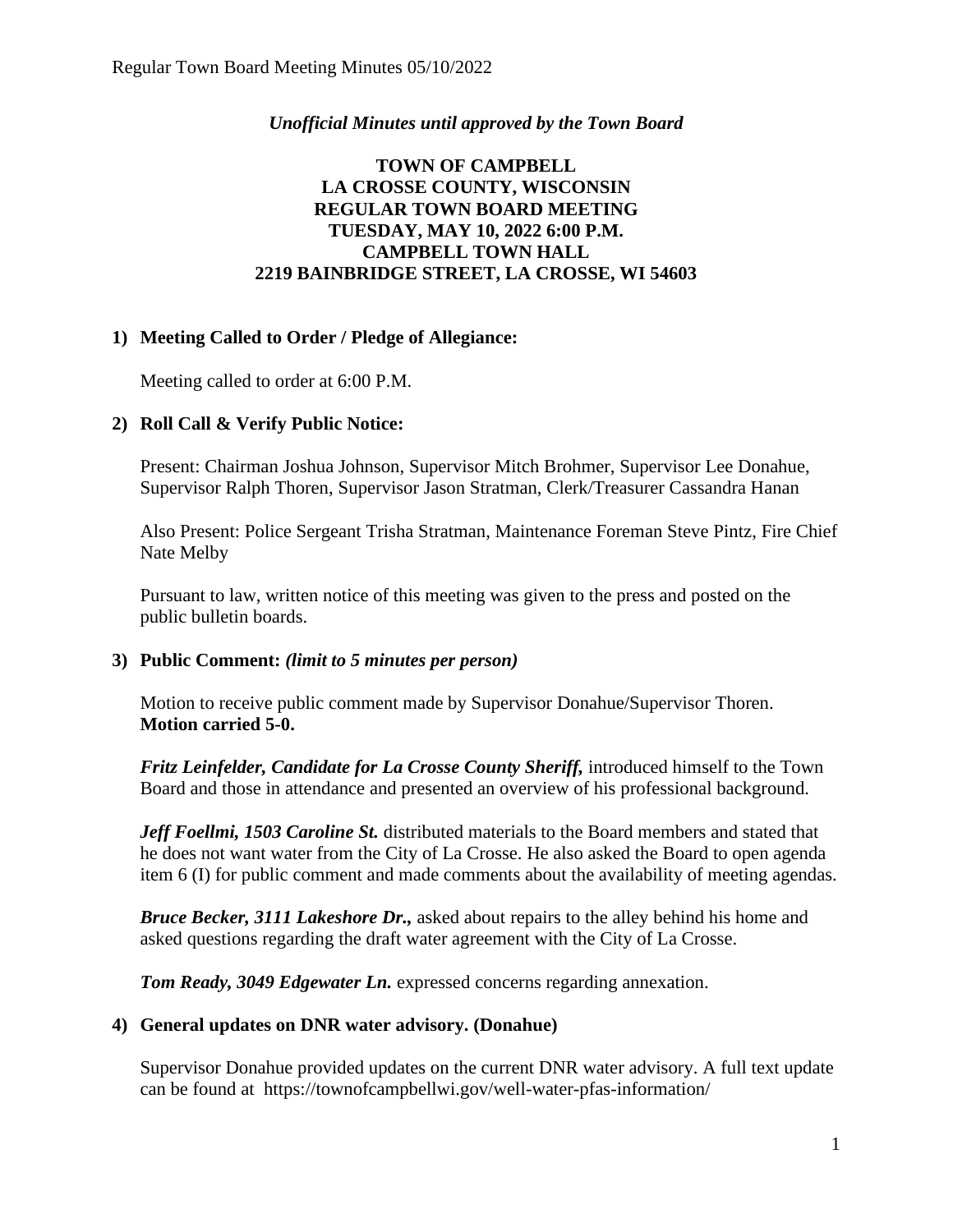*Unofficial Minutes until approved by the Town Board*

**TOWN OF CAMPBELL**
**LA CROSSE COUNTY, WISCONSIN**
**REGULAR TOWN BOARD MEETING**
**TUESDAY, MAY 10, 2022 6:00 P.M.**
**CAMPBELL TOWN HALL**
**2219 BAINBRIDGE STREET, LA CROSSE, WI 54603**

**1) Meeting Called to Order / Pledge of Allegiance:**

Meeting called to order at 6:00 P.M.

**2) Roll Call & Verify Public Notice:**

Present: Chairman Joshua Johnson, Supervisor Mitch Brohmer, Supervisor Lee Donahue, Supervisor Ralph Thoren, Supervisor Jason Stratman, Clerk/Treasurer Cassandra Hanan

Also Present: Police Sergeant Trisha Stratman, Maintenance Foreman Steve Pintz, Fire Chief Nate Melby

Pursuant to law, written notice of this meeting was given to the press and posted on the public bulletin boards.

**3) Public Comment:** ***(limit to 5 minutes per person)***

Motion to receive public comment made by Supervisor Donahue/Supervisor Thoren.
**Motion carried 5-0.**

***Fritz Leinfelder, Candidate for La Crosse County Sheriff,*** introduced himself to the Town Board and those in attendance and presented an overview of his professional background.

***Jeff Foellmi, 1503 Caroline St.*** distributed materials to the Board members and stated that he does not want water from the City of La Crosse. He also asked the Board to open agenda item 6 (I) for public comment and made comments about the availability of meeting agendas.

***Bruce Becker, 3111 Lakeshore Dr.,*** asked about repairs to the alley behind his home and asked questions regarding the draft water agreement with the City of La Crosse.

***Tom Ready, 3049 Edgewater Ln.*** expressed concerns regarding annexation.

**4) General updates on DNR water advisory. (Donahue)**

Supervisor Donahue provided updates on the current DNR water advisory. A full text update can be found at https://townofcampbellwi.gov/well-water-pfas-information/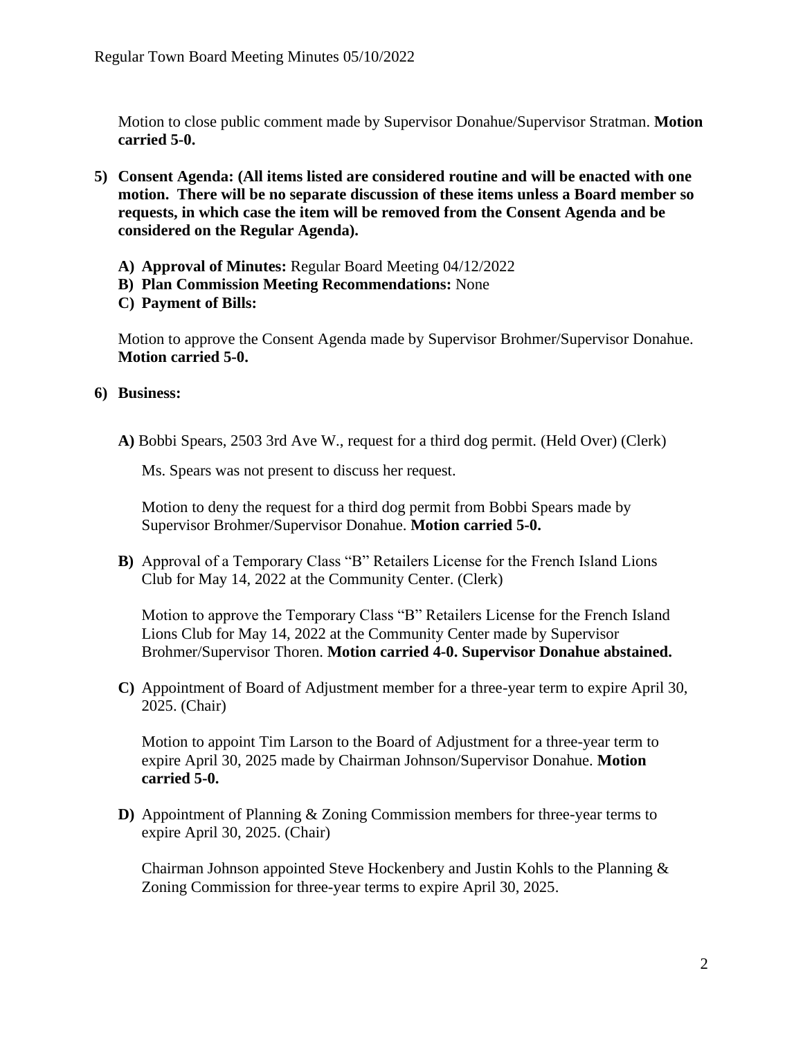Motion to close public comment made by Supervisor Donahue/Supervisor Stratman. **Motion carried 5-0.**

5) **Consent Agenda: (All items listed are considered routine and will be enacted with one motion. There will be no separate discussion of these items unless a Board member so requests, in which case the item will be removed from the Consent Agenda and be considered on the Regular Agenda).**

   A) **Approval of Minutes:** Regular Board Meeting 04/12/2022
   B) **Plan Commission Meeting Recommendations:** None
   C) **Payment of Bills:**

   Motion to approve the Consent Agenda made by Supervisor Brohmer/Supervisor Donahue. **Motion carried 5-0.**

6) **Business:**

   **A)** Bobbi Spears, 2503 3rd Ave W., request for a third dog permit. (Held Over) (Clerk)

   Ms. Spears was not present to discuss her request.

   Motion to deny the request for a third dog permit from Bobbi Spears made by Supervisor Brohmer/Supervisor Donahue. **Motion carried 5-0.**

   **B)** Approval of a Temporary Class "B" Retailers License for the French Island Lions Club for May 14, 2022 at the Community Center. (Clerk)

   Motion to approve the Temporary Class "B" Retailers License for the French Island Lions Club for May 14, 2022 at the Community Center made by Supervisor Brohmer/Supervisor Thoren. **Motion carried 4-0. Supervisor Donahue abstained.**

   **C)** Appointment of Board of Adjustment member for a three-year term to expire April 30, 2025. (Chair)

   Motion to appoint Tim Larson to the Board of Adjustment for a three-year term to expire April 30, 2025 made by Chairman Johnson/Supervisor Donahue. **Motion carried 5-0.**

   **D)** Appointment of Planning & Zoning Commission members for three-year terms to expire April 30, 2025. (Chair)

   Chairman Johnson appointed Steve Hockenbery and Justin Kohls to the Planning & Zoning Commission for three-year terms to expire April 30, 2025.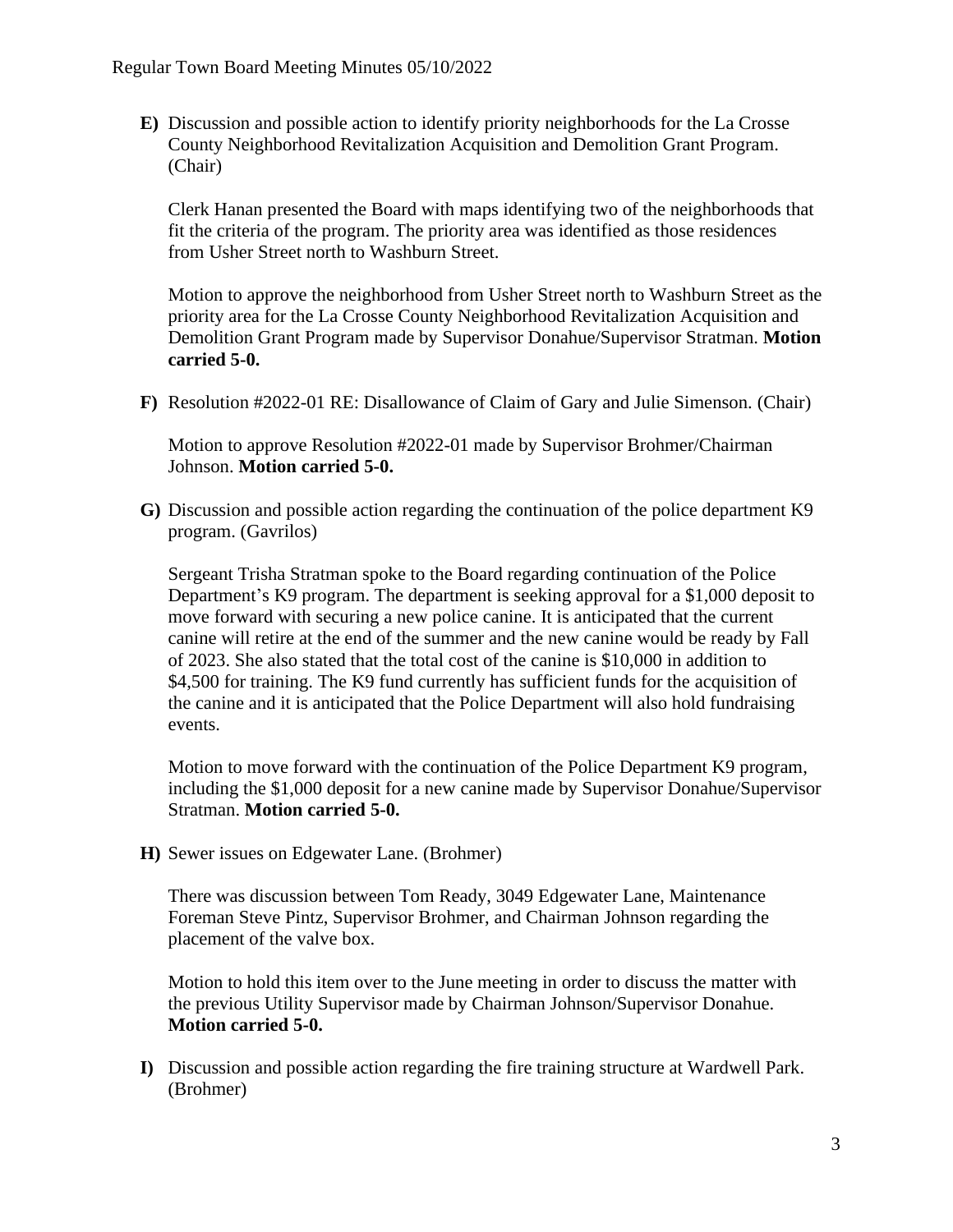**E)** Discussion and possible action to identify priority neighborhoods for the La Crosse County Neighborhood Revitalization Acquisition and Demolition Grant Program. (Chair)

Clerk Hanan presented the Board with maps identifying two of the neighborhoods that fit the criteria of the program. The priority area was identified as those residences from Usher Street north to Washburn Street.

Motion to approve the neighborhood from Usher Street north to Washburn Street as the priority area for the La Crosse County Neighborhood Revitalization Acquisition and Demolition Grant Program made by Supervisor Donahue/Supervisor Stratman. **Motion carried 5-0.**

**F)** Resolution #2022-01 RE: Disallowance of Claim of Gary and Julie Simenson. (Chair)

Motion to approve Resolution #2022-01 made by Supervisor Brohmer/Chairman Johnson. **Motion carried 5-0.**

**G)** Discussion and possible action regarding the continuation of the police department K9 program. (Gavrilos)

Sergeant Trisha Stratman spoke to the Board regarding continuation of the Police Department's K9 program. The department is seeking approval for a $1,000 deposit to move forward with securing a new police canine. It is anticipated that the current canine will retire at the end of the summer and the new canine would be ready by Fall of 2023. She also stated that the total cost of the canine is $10,000 in addition to $4,500 for training. The K9 fund currently has sufficient funds for the acquisition of the canine and it is anticipated that the Police Department will also hold fundraising events.

Motion to move forward with the continuation of the Police Department K9 program, including the $1,000 deposit for a new canine made by Supervisor Donahue/Supervisor Stratman. **Motion carried 5-0.**

**H)** Sewer issues on Edgewater Lane. (Brohmer)

There was discussion between Tom Ready, 3049 Edgewater Lane, Maintenance Foreman Steve Pintz, Supervisor Brohmer, and Chairman Johnson regarding the placement of the valve box.

Motion to hold this item over to the June meeting in order to discuss the matter with the previous Utility Supervisor made by Chairman Johnson/Supervisor Donahue. **Motion carried 5-0.**

**I)** Discussion and possible action regarding the fire training structure at Wardwell Park. (Brohmer)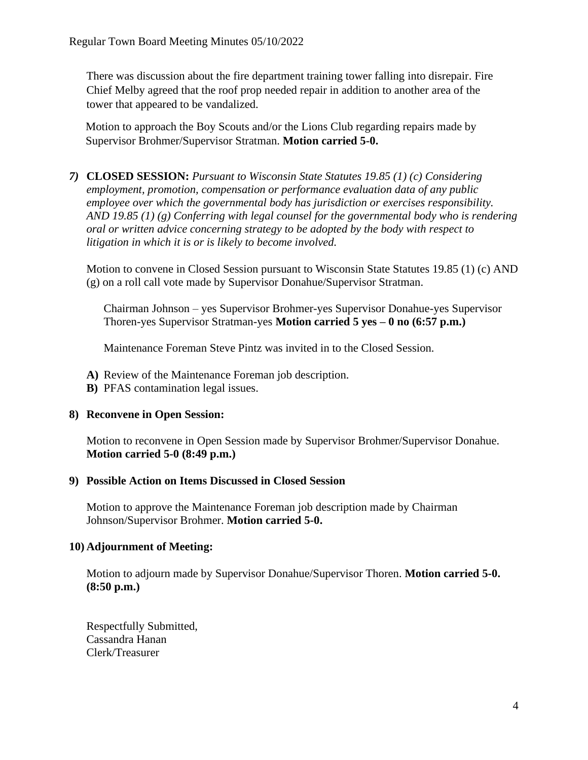There was discussion about the fire department training tower falling into disrepair. Fire Chief Melby agreed that the roof prop needed repair in addition to another area of the tower that appeared to be vandalized.

Motion to approach the Boy Scouts and/or the Lions Club regarding repairs made by Supervisor Brohmer/Supervisor Stratman. **Motion carried 5-0.**

***7)*** **CLOSED SESSION:** *Pursuant to Wisconsin State Statutes 19.85 (1) (c) Considering employment, promotion, compensation or performance evaluation data of any public employee over which the governmental body has jurisdiction or exercises responsibility. AND 19.85 (1) (g) Conferring with legal counsel for the governmental body who is rendering oral or written advice concerning strategy to be adopted by the body with respect to litigation in which it is or is likely to become involved.*

Motion to convene in Closed Session pursuant to Wisconsin State Statutes 19.85 (1) (c) AND (g) on a roll call vote made by Supervisor Donahue/Supervisor Stratman.

Chairman Johnson – yes Supervisor Brohmer-yes Supervisor Donahue-yes Supervisor Thoren-yes Supervisor Stratman-yes **Motion carried 5 yes – 0 no (6:57 p.m.)**

Maintenance Foreman Steve Pintz was invited in to the Closed Session.

**A)** Review of the Maintenance Foreman job description.
**B)** PFAS contamination legal issues.

**8) Reconvene in Open Session:**

Motion to reconvene in Open Session made by Supervisor Brohmer/Supervisor Donahue. **Motion carried 5-0 (8:49 p.m.)**

**9) Possible Action on Items Discussed in Closed Session**

Motion to approve the Maintenance Foreman job description made by Chairman Johnson/Supervisor Brohmer. **Motion carried 5-0.**

**10) Adjournment of Meeting:**

Motion to adjourn made by Supervisor Donahue/Supervisor Thoren. **Motion carried 5-0. (8:50 p.m.)**

Respectfully Submitted,
Cassandra Hanan
Clerk/Treasurer